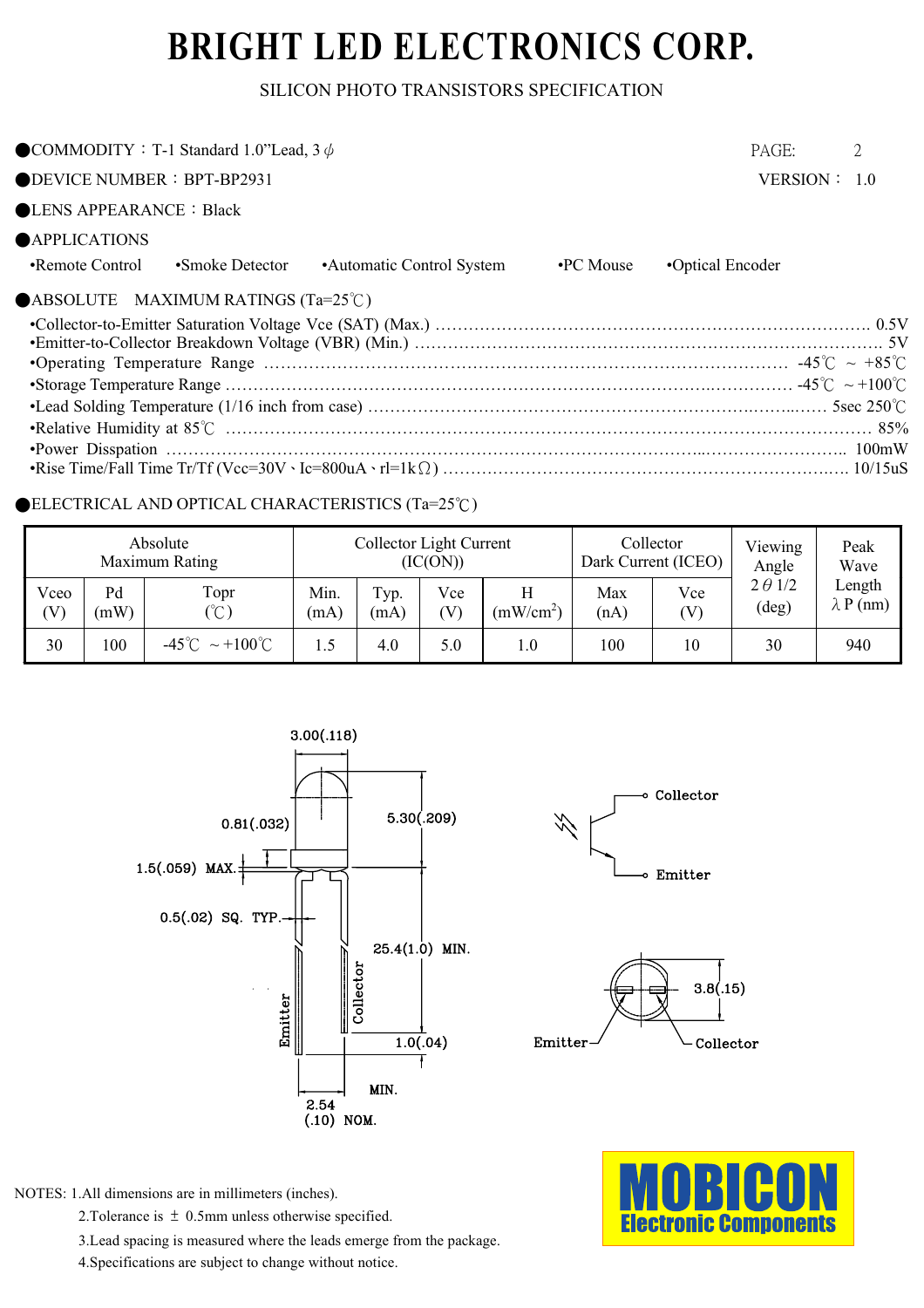# BRIGHT LED ELECTRONICS CORP.

SILICON PHOTO TRANSISTORS SPECIFICATION

●COMMODITY：T-1 Standard 1.0"Lead, 3 $\phi$ PAGE: 2

●DEVICE NUMBER：BPT-BP2931 VERSION： 1.0

●LENS APPEARANCE：Black

●APPLICATIONS

•Remote Control •Smoke Detector •Automatic Control System •PC Mouse •Optical Encoder

●ABSOLUTE MAXIMUM RATINGS (Ta=25℃)

- •Collector-to-Emitter Saturation Voltage Vce (SAT) (Max.) ………… 0.5V
- •Emitter-to-Collector Breakdown Voltage (VBR) (Min.) ………… 5V
- •Operating Temperature Range ………… -45℃ ~ +85℃
- •Storage Temperature Range ………… -45℃ ~ +100℃
- •Lead Solding Temperature (1/16 inch from case) ………… 5sec 250℃
- •Relative Humidity at 85℃ ………… 85%
- •Power Disspation ………… 100mW
- •Rise Time/Fall Time Tr/Tf (Vcc=30V、Ic=800uA、rl=1kΩ) ………… 10/15uS

●ELECTRICAL AND OPTICAL CHARACTERISTICS (Ta=25℃)

| Absolute Maximum Rating | | | Collector Light Current (IC(ON)) | | | | Collector Dark Current (ICEO) | | Viewing Angle | Peak Wave Length |
|---|---|---|---|---|---|---|---|---|---|---|
| Vceo (V) | Pd (mW) | Topr (℃) | Min. (mA) | Typ. (mA) | Vce (V) | H ($mW/cm^2$) | Max (nA) | Vce (V) | $2\theta$ 1/2 (deg) | $\lambda$ P (nm) |
| 30 | 100 | -45℃ ~+100℃ | 1.5 | 4.0 | 5.0 | 1.0 | 100 | 10 | 30 | 940 |

3.00(.118)

0.81(.032)

5.30(.209)

1.5(.059) MAX.

0.5(.02) SQ. TYP.

25.4(1.0) MIN.

Emitter Collector

1.0(.04)

MIN.

2.54 (.10) NOM.

Collector

Emitter

3.8(.15)

Emitter Collector

NOTES: 1.All dimensions are in millimeters (inches).

2.Tolerance is ± 0.5mm unless otherwise specified.

3.Lead spacing is measured where the leads emerge from the package.

4.Specifications are subject to change without notice.

MOBICON Electronic Components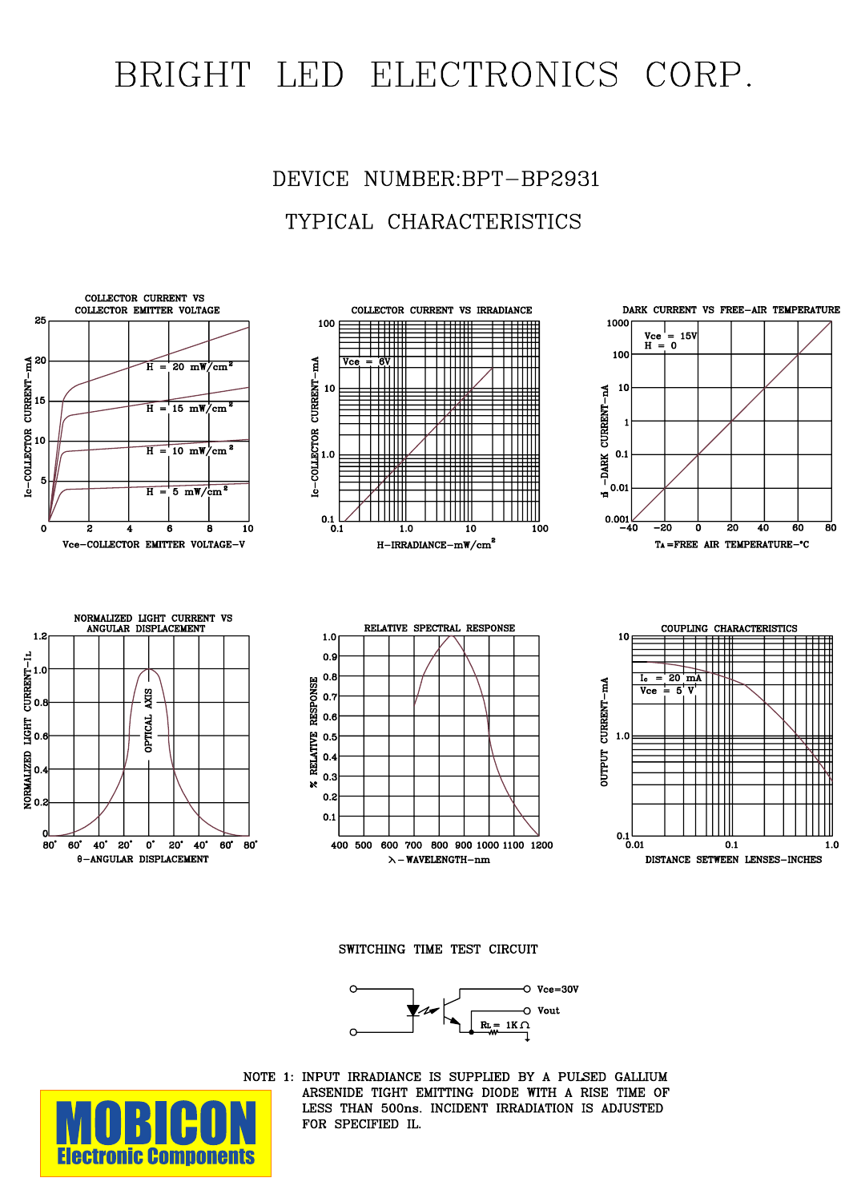# BRIGHT LED ELECTRONICS CORP.

## DEVICE NUMBER:BPT-BP2931

## TYPICAL CHARACTERISTICS

COLLECTOR CURRENT VS COLLECTOR EMITTER VOLTAGE

COLLECTOR CURRENT VS IRRADIANCE

DARK CURRENT VS FREE-AIR TEMPERATURE

NORMALIZED LIGHT CURRENT VS ANGULAR DISPLACEMENT

RELATIVE SPECTRAL RESPONSE

COUPLING CHARACTERISTICS

SWITCHING TIME TEST CIRCUIT

NOTE 1: INPUT IRRADIANCE IS SUPPLIED BY A PULSED GALLIUM ARSENIDE TIGHT EMITTING DIODE WITH A RISE TIME OF LESS THAN 500ns. INCIDENT IRRADIATION IS ADJUSTED FOR SPECIFIED IL.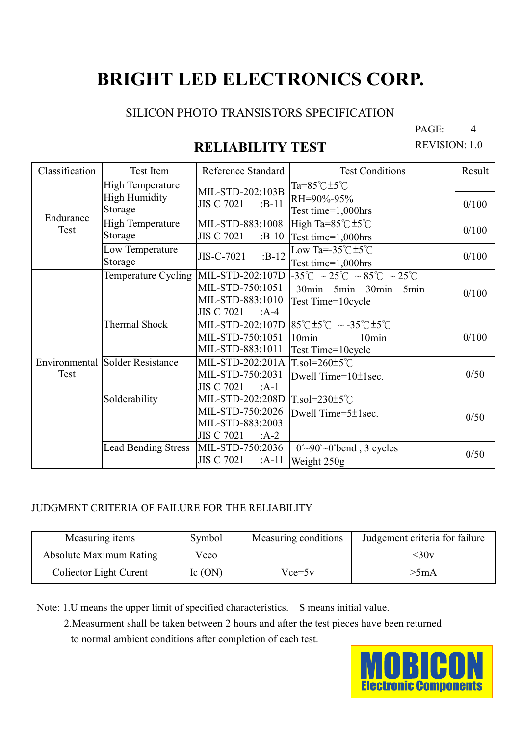# BRIGHT LED ELECTRONICS CORP.

SILICON PHOTO TRANSISTORS SPECIFICATION

PAGE: 4

REVISION: 1.0

## RELIABILITY TEST

| Classification | Test Item | Reference Standard | Test Conditions | Result |
|---|---|---|---|---|
| Endurance Test | High Temperature High Humidity Storage | MIL-STD-202:103B<br>JIS C 7021 :B-11 | Ta=85℃±5℃<br>RH=90%-95%<br>Test time=1,000hrs | 0/100 |
| | High Temperature Storage | MIL-STD-883:1008<br>JIS C 7021 :B-10 | High Ta=85℃±5℃<br>Test time=1,000hrs | 0/100 |
| | Low Temperature Storage | JIS-C-7021 :B-12 | Low Ta=-35℃±5℃<br>Test time=1,000hrs | 0/100 |
| Environmental Test | Temperature Cycling | MIL-STD-202:107D<br>MIL-STD-750:1051<br>MIL-STD-883:1010<br>JIS C 7021 :A-4 | -35℃ ~25℃ ~85℃ ~25℃<br>30min 5min 30min 5min<br>Test Time=10cycle | 0/100 |
| | Thermal Shock | MIL-STD-202:107D<br>MIL-STD-750:1051<br>MIL-STD-883:1011 | 85℃±5℃ ~-35℃±5℃<br>10min 10min<br>Test Time=10cycle | 0/100 |
| | Solder Resistance | MIL-STD-202:201A<br>MIL-STD-750:2031<br>JIS C 7021 :A-1 | T.sol=260±5℃<br>Dwell Time=10±1sec. | 0/50 |
| | Solderability | MIL-STD-202:208D<br>MIL-STD-750:2026<br>MIL-STD-883:2003<br>JIS C 7021 :A-2 | T.sol=230±5℃<br>Dwell Time=5±1sec. | 0/50 |
| | Lead Bending Stress | MIL-STD-750:2036<br>JIS C 7021 :A-11 | 0°~90°~0°bend , 3 cycles<br>Weight 250g | 0/50 |

JUDGMENT CRITERIA OF FAILURE FOR THE RELIABILITY

| Measuring items | Symbol | Measuring conditions | Judgement criteria for failure |
|---|---|---|---|
| Absolute Maximum Rating | Vceo | | <30v |
| Coliector Light Curent | Ic (ON) | Vce=5v | >5mA |

Note: 1.U means the upper limit of specified characteristics. S means initial value.

2.Measurment shall be taken between 2 hours and after the test pieces have been returned to normal ambient conditions after completion of each test.

MOBICON
Electronic Components